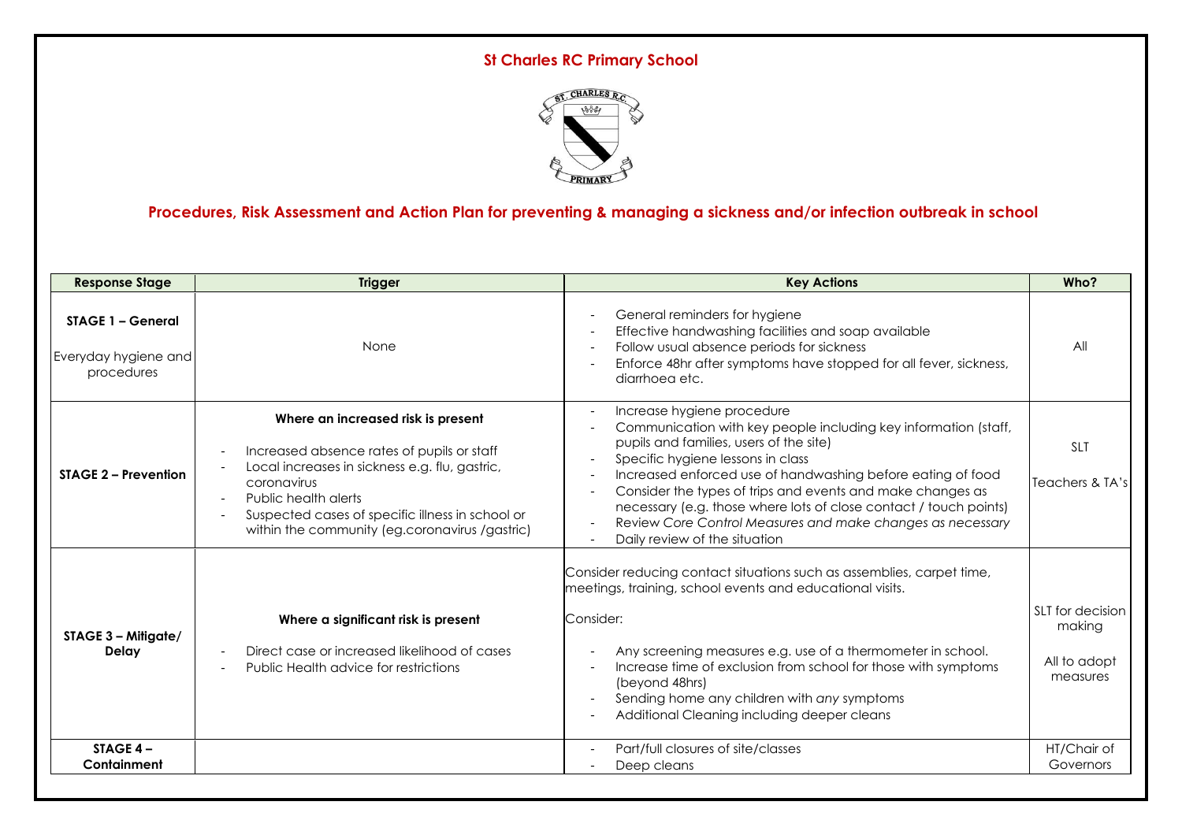# St Charles RC Primary School

## Procedures, Risk Assessment and Action Plan for preventing & managing a sickness and/or infection outbreak in school

| Response Stage | Trigger | Key Actions | Who? |
|---|---|---|---|
| **STAGE 1 – General**<br><br>Everyday hygiene and procedures | None | - General reminders for hygiene<br>- Effective handwashing facilities and soap available<br>- Follow usual absence periods for sickness<br>- Enforce 48hr after symptoms have stopped for all fever, sickness, diarrhoea etc. | All |
| **STAGE 2 – Prevention** | **Where an increased risk is present**<br><br>- Increased absence rates of pupils or staff<br>- Local increases in sickness e.g. flu, gastric, coronavirus<br>- Public health alerts<br>- Suspected cases of specific illness in school or within the community (eg.coronavirus /gastric) | - Increase hygiene procedure<br>- Communication with key people including key information (staff, pupils and families, users of the site)<br>- Specific hygiene lessons in class<br>- Increased enforced use of handwashing before eating of food<br>- Consider the types of trips and events and make changes as necessary (e.g. those where lots of close contact / touch points)<br>- Review *Core Control Measures and make changes as necessary*<br>- Daily review of the situation | SLT<br><br>Teachers & TA's |
| **STAGE 3 – Mitigate/ Delay** | **Where a significant risk is present**<br><br>- Direct case or increased likelihood of cases<br>- Public Health advice for restrictions | Consider reducing contact situations such as assemblies, carpet time, meetings, training, school events and educational visits.<br><br>Consider:<br><br>- Any screening measures e.g. use of a thermometer in school.<br>- Increase time of exclusion from school for those with symptoms (beyond 48hrs)<br>- Sending home any children with *any* symptoms<br>- Additional Cleaning including deeper cleans | SLT for decision making<br><br>All to adopt measures |
| **STAGE 4 – Containment** | | - Part/full closures of site/classes<br>- Deep cleans | HT/Chair of Governors |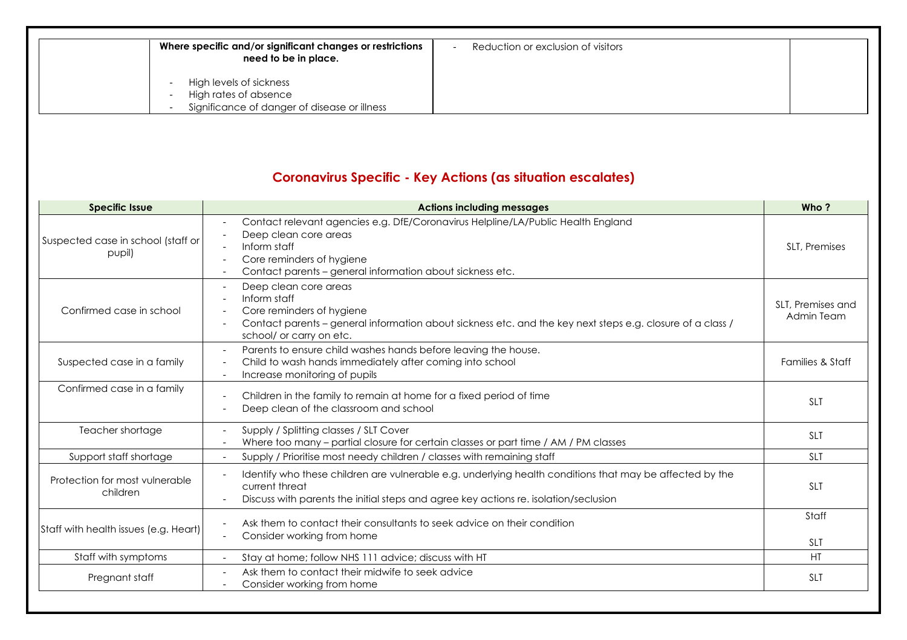| | **Where specific and/or significant changes or restrictions need to be in place.**<br><br>- High levels of sickness<br>- High rates of absence<br>- Significance of danger of disease or illness | - Reduction or exclusion of visitors | |
|---|---|---|---|

## Coronavirus Specific - Key Actions (as situation escalates)

| Specific Issue | Actions including messages | Who ? |
|---|---|---|
| Suspected case in school (staff or pupil) | - Contact relevant agencies e.g. DfE/Coronavirus Helpline/LA/Public Health England<br>- Deep clean core areas<br>- Inform staff<br>- Core reminders of hygiene<br>- Contact parents – general information about sickness etc. | SLT, Premises |
| Confirmed case in school | - Deep clean core areas<br>- Inform staff<br>- Core reminders of hygiene<br>- Contact parents – general information about sickness etc. and the key next steps e.g. closure of a class / school/ or carry on etc. | SLT, Premises and Admin Team |
| Suspected case in a family | - Parents to ensure child washes hands before leaving the house.<br>- Child to wash hands immediately after coming into school<br>- Increase monitoring of pupils | Families & Staff |
| Confirmed case in a family | - Children in the family to remain at home for a fixed period of time<br>- Deep clean of the classroom and school | SLT |
| Teacher shortage | - Supply / Splitting classes / SLT Cover<br>- Where too many – partial closure for certain classes or part time / AM / PM classes | SLT |
| Support staff shortage | - Supply / Prioritise most needy children / classes with remaining staff | SLT |
| Protection for most vulnerable children | - Identify who these children are vulnerable e.g. underlying health conditions that may be affected by the current threat<br>- Discuss with parents the initial steps and agree key actions re. isolation/seclusion | SLT |
| Staff with health issues (e.g. Heart) | - Ask them to contact their consultants to seek advice on their condition<br>- Consider working from home | Staff<br><br>SLT |
| Staff with symptoms | - Stay at home; follow NHS 111 advice; discuss with HT | HT |
| Pregnant staff | - Ask them to contact their midwife to seek advice<br>- Consider working from home | SLT |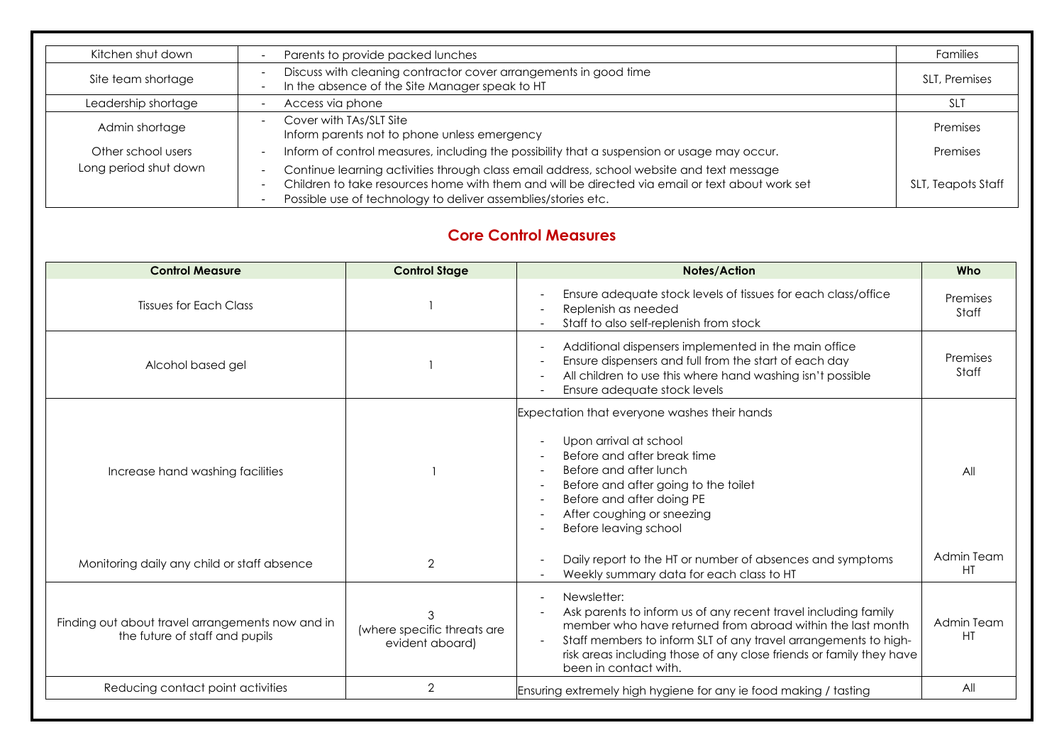| | | |
|---|---|---|
| Kitchen shut down | - Parents to provide packed lunches | Families |
| Site team shortage | - Discuss with cleaning contractor cover arrangements in good time<br>- In the absence of the Site Manager speak to HT | SLT, Premises |
| Leadership shortage | - Access via phone | SLT |
| Admin shortage | - Cover with TAs/SLT Site<br>Inform parents not to phone unless emergency | Premises |
| Other school users | - Inform of control measures, including the possibility that a suspension or usage may occur. | Premises |
| Long period shut down | - Continue learning activities through class email address, school website and text message<br>- Children to take resources home with them and will be directed via email or text about work set<br>- Possible use of technology to deliver assemblies/stories etc. | SLT, Teapots Staff |

## Core Control Measures

| Control Measure | Control Stage | Notes/Action | Who |
|---|---|---|---|
| Tissues for Each Class | 1 | - Ensure adequate stock levels of tissues for each class/office<br>- Replenish as needed<br>- Staff to also self-replenish from stock | Premises Staff |
| Alcohol based gel | 1 | - Additional dispensers implemented in the main office<br>- Ensure dispensers and full from the start of each day<br>- All children to use this where hand washing isn't possible<br>- Ensure adequate stock levels | Premises Staff |
| Increase hand washing facilities | 1 | Expectation that everyone washes their hands<br>- Upon arrival at school<br>- Before and after break time<br>- Before and after lunch<br>- Before and after going to the toilet<br>- Before and after doing PE<br>- After coughing or sneezing<br>- Before leaving school | All |
| Monitoring daily any child or staff absence | 2 | - Daily report to the HT or number of absences and symptoms<br>- Weekly summary data for each class to HT | Admin Team HT |
| Finding out about travel arrangements now and in the future of staff and pupils | 3 (where specific threats are evident aboard) | - Newsletter:<br>- Ask parents to inform us of any recent travel including family member who have returned from abroad within the last month<br>- Staff members to inform SLT of any travel arrangements to high-risk areas including those of any close friends or family they have been in contact with. | Admin Team HT |
| Reducing contact point activities | 2 | Ensuring extremely high hygiene for any ie food making / tasting | All |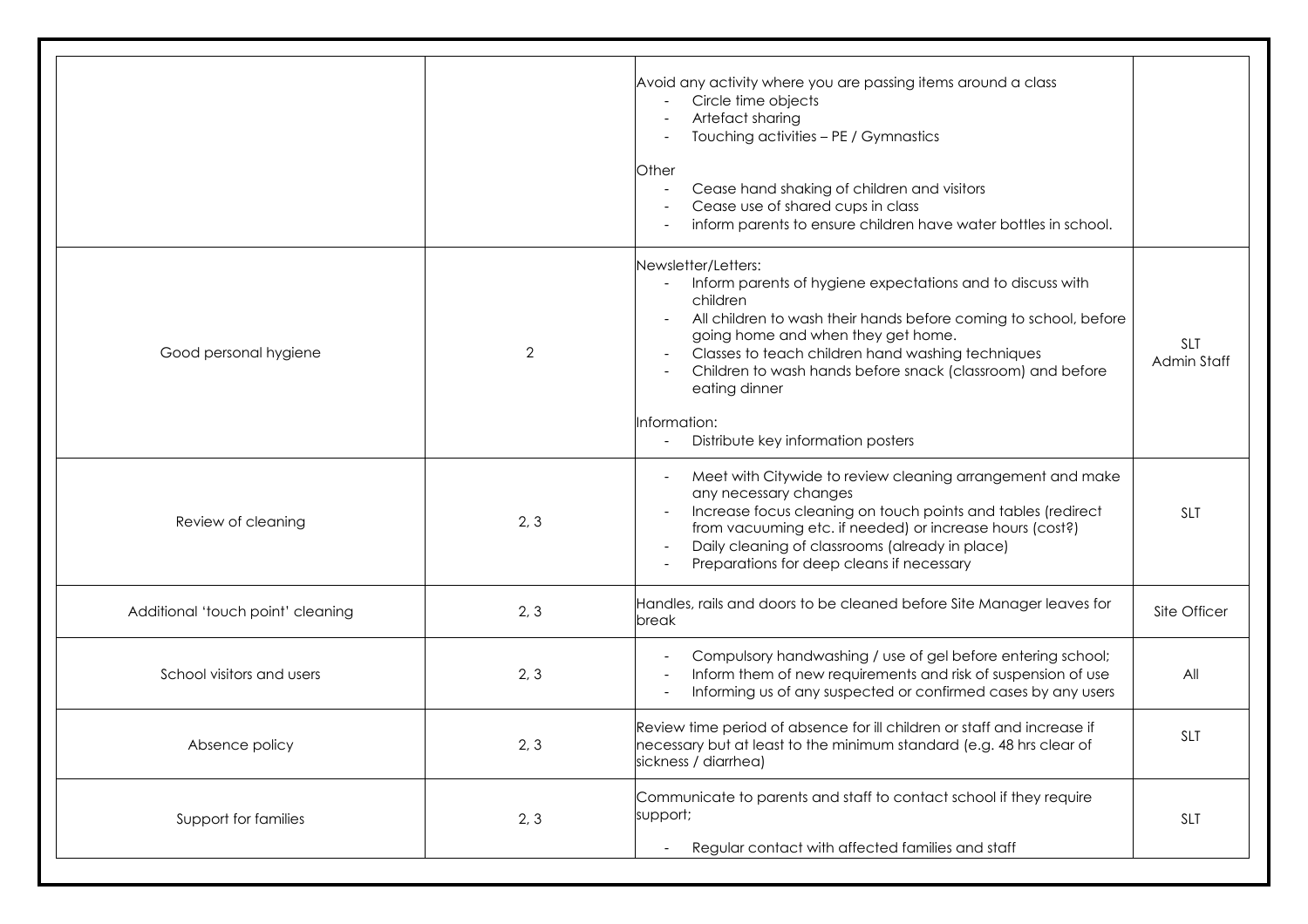| | | | |
|---|---|---|---|
| | | Avoid any activity where you are passing items around a class<br>- Circle time objects<br>- Artefact sharing<br>- Touching activities – PE / Gymnastics<br><br>Other<br>- Cease hand shaking of children and visitors<br>- Cease use of shared cups in class<br>- inform parents to ensure children have water bottles in school. | |
| Good personal hygiene | 2 | Newsletter/Letters:<br>- Inform parents of hygiene expectations and to discuss with children<br>- All children to wash their hands before coming to school, before going home and when they get home.<br>- Classes to teach children hand washing techniques<br>- Children to wash hands before snack (classroom) and before eating dinner<br><br>Information:<br>- Distribute key information posters | SLT<br>Admin Staff |
| Review of cleaning | 2, 3 | - Meet with Citywide to review cleaning arrangement and make any necessary changes<br>- Increase focus cleaning on touch points and tables (redirect from vacuuming etc. if needed) or increase hours (cost?)<br>- Daily cleaning of classrooms (already in place)<br>- Preparations for deep cleans if necessary | SLT |
| Additional 'touch point' cleaning | 2, 3 | Handles, rails and doors to be cleaned before Site Manager leaves for break | Site Officer |
| School visitors and users | 2, 3 | - Compulsory handwashing / use of gel before entering school;<br>- Inform them of new requirements and risk of suspension of use<br>- Informing us of any suspected or confirmed cases by any users | All |
| Absence policy | 2, 3 | Review time period of absence for ill children or staff and increase if necessary but at least to the minimum standard (e.g. 48 hrs clear of sickness / diarrhea) | SLT |
| Support for families | 2, 3 | Communicate to parents and staff to contact school if they require support;<br><br>- Regular contact with affected families and staff | SLT |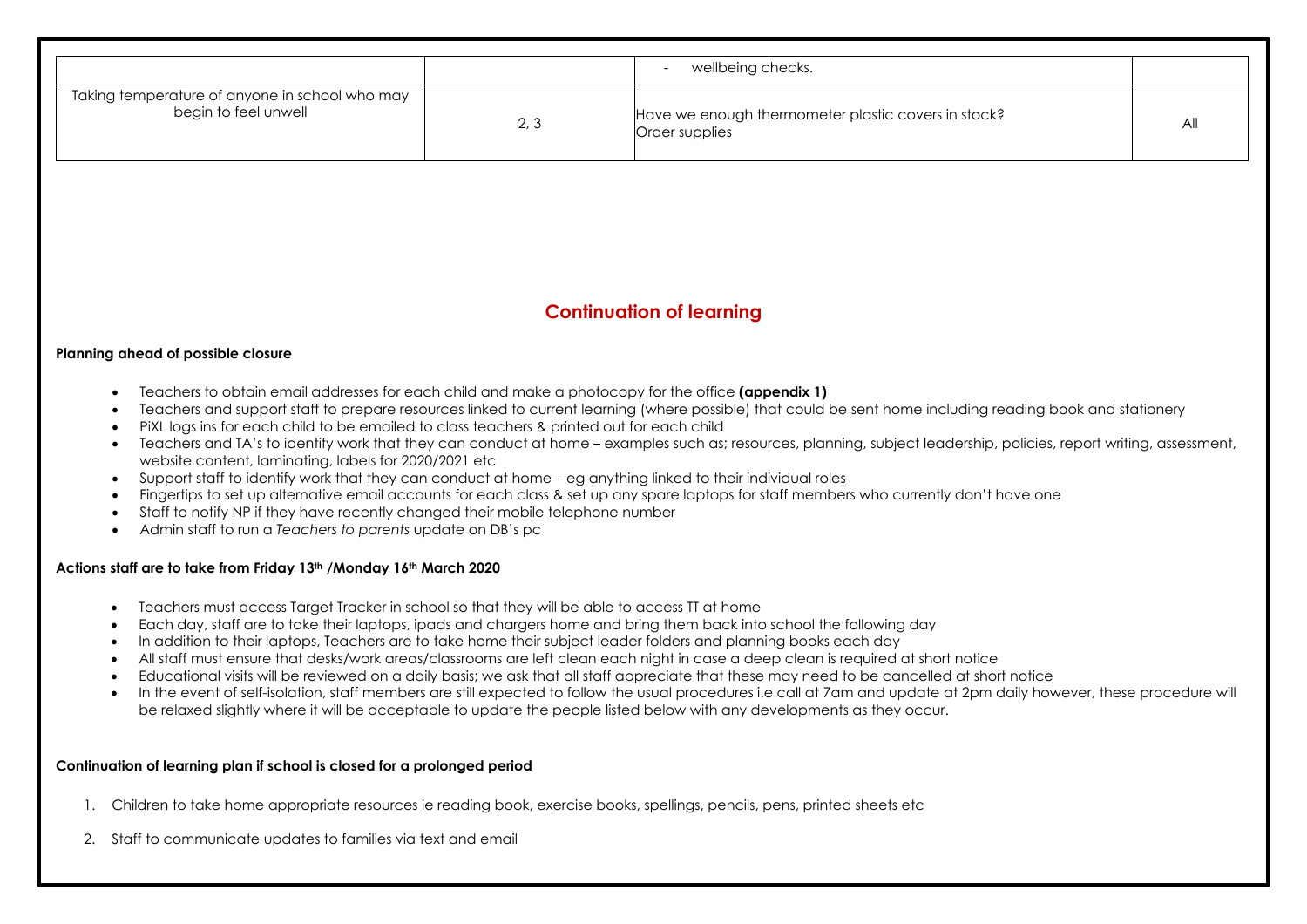|  |  | - wellbeing checks. |  |
| --- | --- | --- | --- |
| Taking temperature of anyone in school who may begin to feel unwell | 2, 3 | Have we enough thermometer plastic covers in stock?<br>Order supplies | All |

## Continuation of learning

**Planning ahead of possible closure**

- Teachers to obtain email addresses for each child and make a photocopy for the office **(appendix 1)**
- Teachers and support staff to prepare resources linked to current learning (where possible) that could be sent home including reading book and stationery
- PiXL logs ins for each child to be emailed to class teachers & printed out for each child
- Teachers and TA's to identify work that they can conduct at home – examples such as; resources, planning, subject leadership, policies, report writing, assessment, website content, laminating, labels for 2020/2021 etc
- Support staff to identify work that they can conduct at home – eg anything linked to their individual roles
- Fingertips to set up alternative email accounts for each class & set up any spare laptops for staff members who currently don't have one
- Staff to notify NP if they have recently changed their mobile telephone number
- Admin staff to run a *Teachers to parents* update on DB's pc

**Actions staff are to take from Friday 13th /Monday 16th March 2020**

- Teachers must access Target Tracker in school so that they will be able to access TT at home
- Each day, staff are to take their laptops, ipads and chargers home and bring them back into school the following day
- In addition to their laptops, Teachers are to take home their subject leader folders and planning books each day
- All staff must ensure that desks/work areas/classrooms are left clean each night in case a deep clean is required at short notice
- Educational visits will be reviewed on a daily basis; we ask that all staff appreciate that these may need to be cancelled at short notice
- In the event of self-isolation, staff members are still expected to follow the usual procedures i.e call at 7am and update at 2pm daily however, these procedure will be relaxed slightly where it will be acceptable to update the people listed below with any developments as they occur.

**Continuation of learning plan if school is closed for a prolonged period**

1. Children to take home appropriate resources ie reading book, exercise books, spellings, pencils, pens, printed sheets etc
2. Staff to communicate updates to families via text and email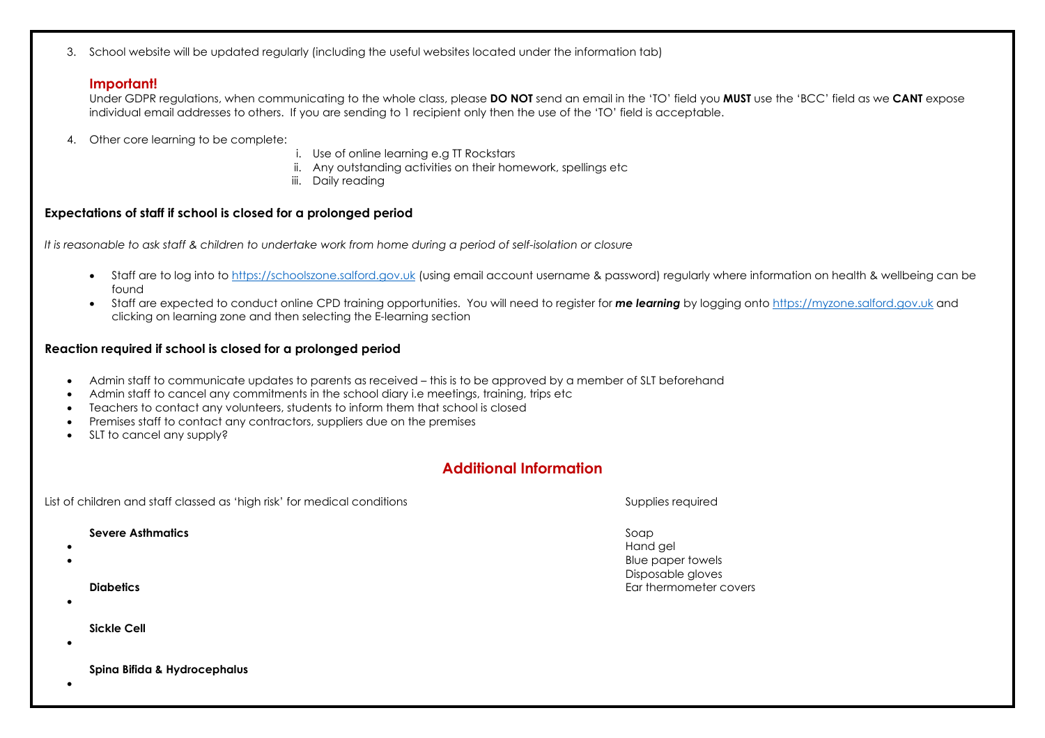3. School website will be updated regularly (including the useful websites located under the information tab)

### Important!

Under GDPR regulations, when communicating to the whole class, please **DO NOT** send an email in the 'TO' field you **MUST** use the 'BCC' field as we **CANT** expose individual email addresses to others. If you are sending to 1 recipient only then the use of the 'TO' field is acceptable.

4. Other core learning to be complete:
   i. Use of online learning e.g TT Rockstars
   ii. Any outstanding activities on their homework, spellings etc
   iii. Daily reading

**Expectations of staff if school is closed for a prolonged period**

*It is reasonable to ask staff & children to undertake work from home during a period of self-isolation or closure*

- Staff are to log into to https://schoolszone.salford.gov.uk (using email account username & password) regularly where information on health & wellbeing can be found
- Staff are expected to conduct online CPD training opportunities. You will need to register for ***me learning*** by logging onto https://myzone.salford.gov.uk and clicking on learning zone and then selecting the E-learning section

**Reaction required if school is closed for a prolonged period**

- Admin staff to communicate updates to parents as received – this is to be approved by a member of SLT beforehand
- Admin staff to cancel any commitments in the school diary i.e meetings, training, trips etc
- Teachers to contact any volunteers, students to inform them that school is closed
- Premises staff to contact any contractors, suppliers due on the premises
- SLT to cancel any supply?

## Additional Information

List of children and staff classed as 'high risk' for medical conditions

**Severe Asthmatics**

- 
- 

**Diabetics**

- 

**Sickle Cell**

- 

**Spina Bifida & Hydrocephalus**

- 

Supplies required

Soap
Hand gel
Blue paper towels
Disposable gloves
Ear thermometer covers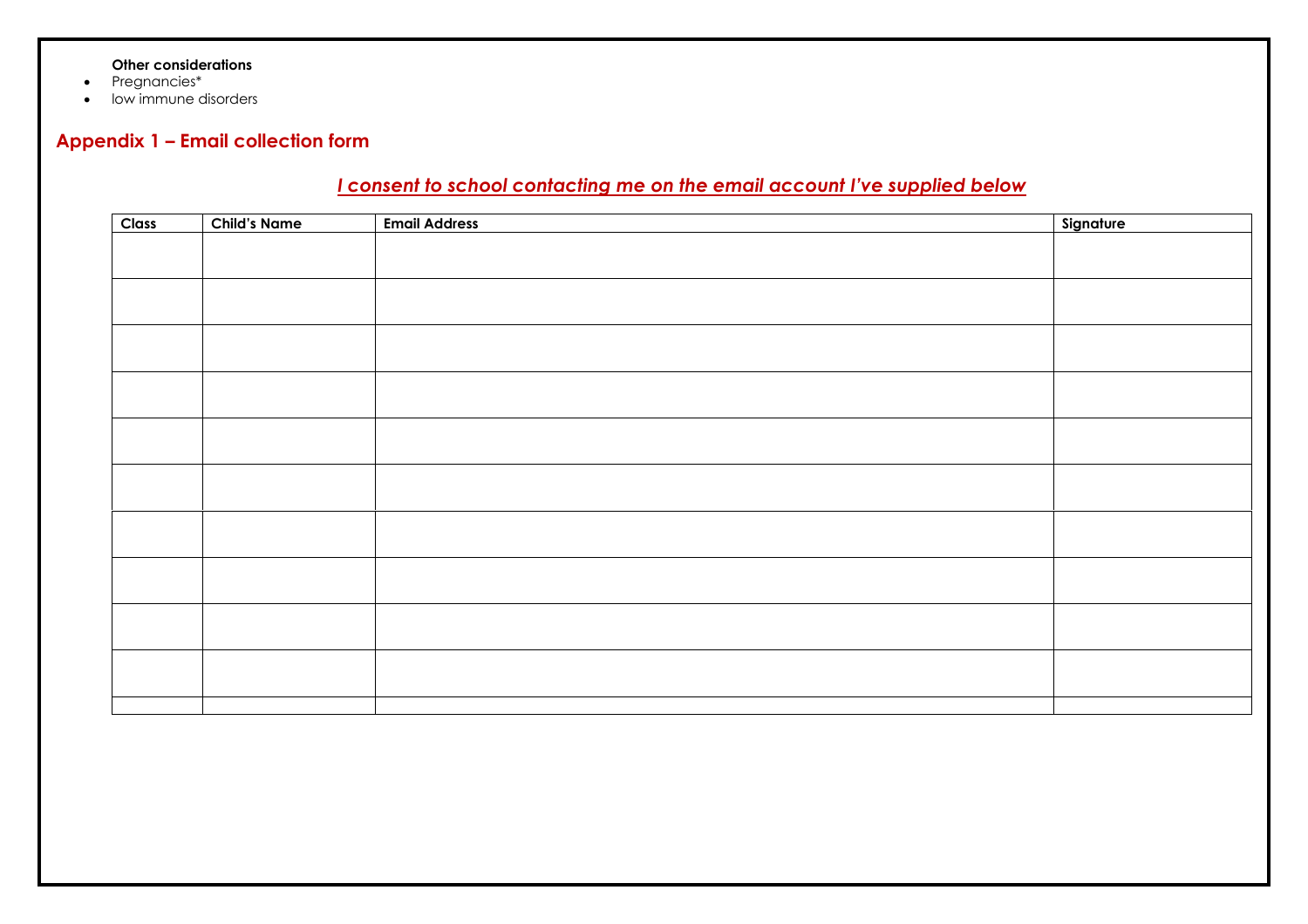**Other considerations**

- Pregnancies*
- low immune disorders

## Appendix 1 – Email collection form

***I consent to school contacting me on the email account I've supplied below***

| Class | Child's Name | Email Address | Signature |
|---|---|---|---|
| | | | |
| | | | |
| | | | |
| | | | |
| | | | |
| | | | |
| | | | |
| | | | |
| | | | |
| | | | |
| | | | |